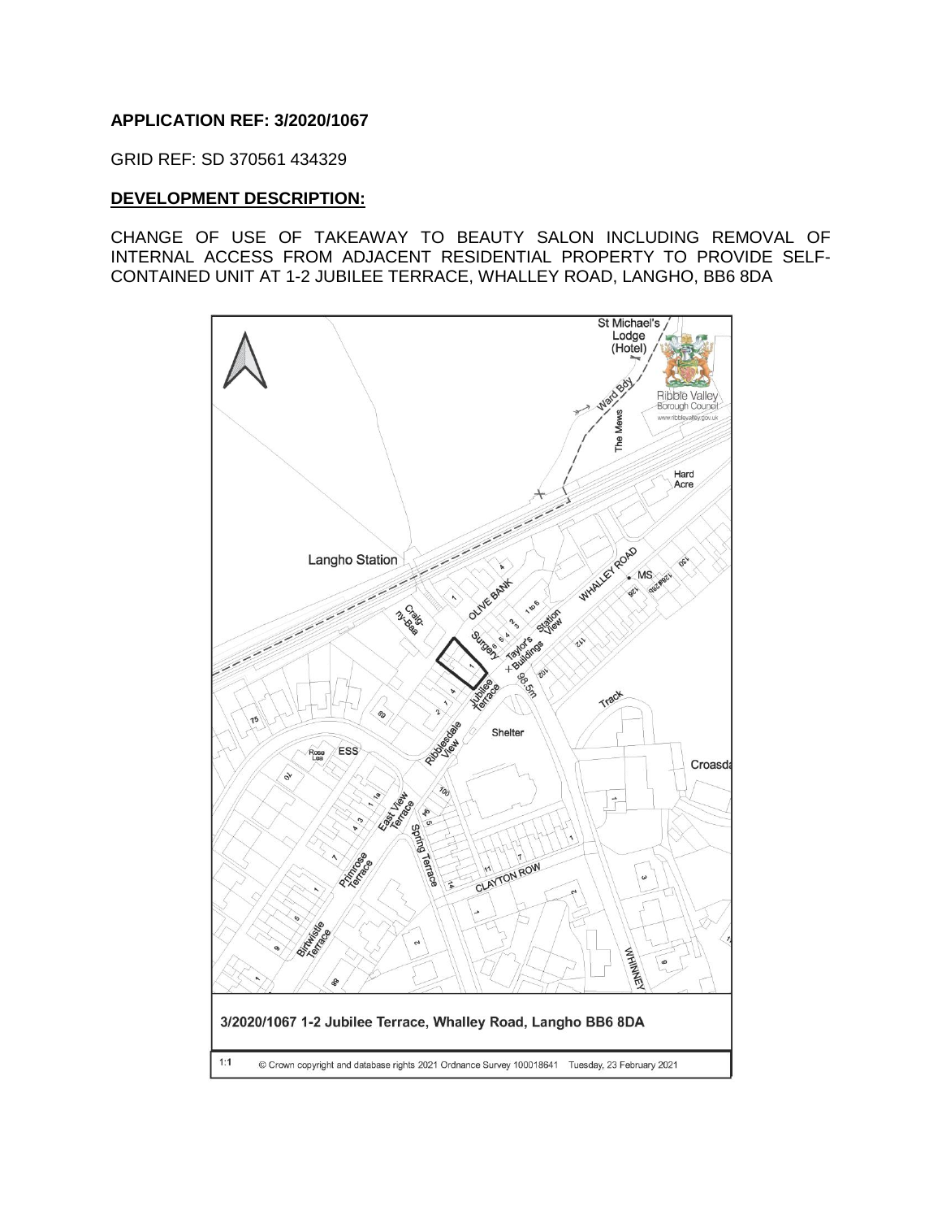**APPLICATION REF: 3/2020/1067**

GRID REF: SD 370561 434329

**DEVELOPMENT DESCRIPTION:**

CHANGE OF USE OF TAKEAWAY TO BEAUTY SALON INCLUDING REMOVAL OF INTERNAL ACCESS FROM ADJACENT RESIDENTIAL PROPERTY TO PROVIDE SELF-CONTAINED UNIT AT 1-2 JUBILEE TERRACE, WHALLEY ROAD, LANGHO, BB6 8DA

**3/2020/1067 1-2 Jubilee Terrace, Whalley Road, Langho BB6 8DA**

1:1 © Crown copyright and database rights 2021 Ordnance Survey 100018641 Tuesday, 23 February 2021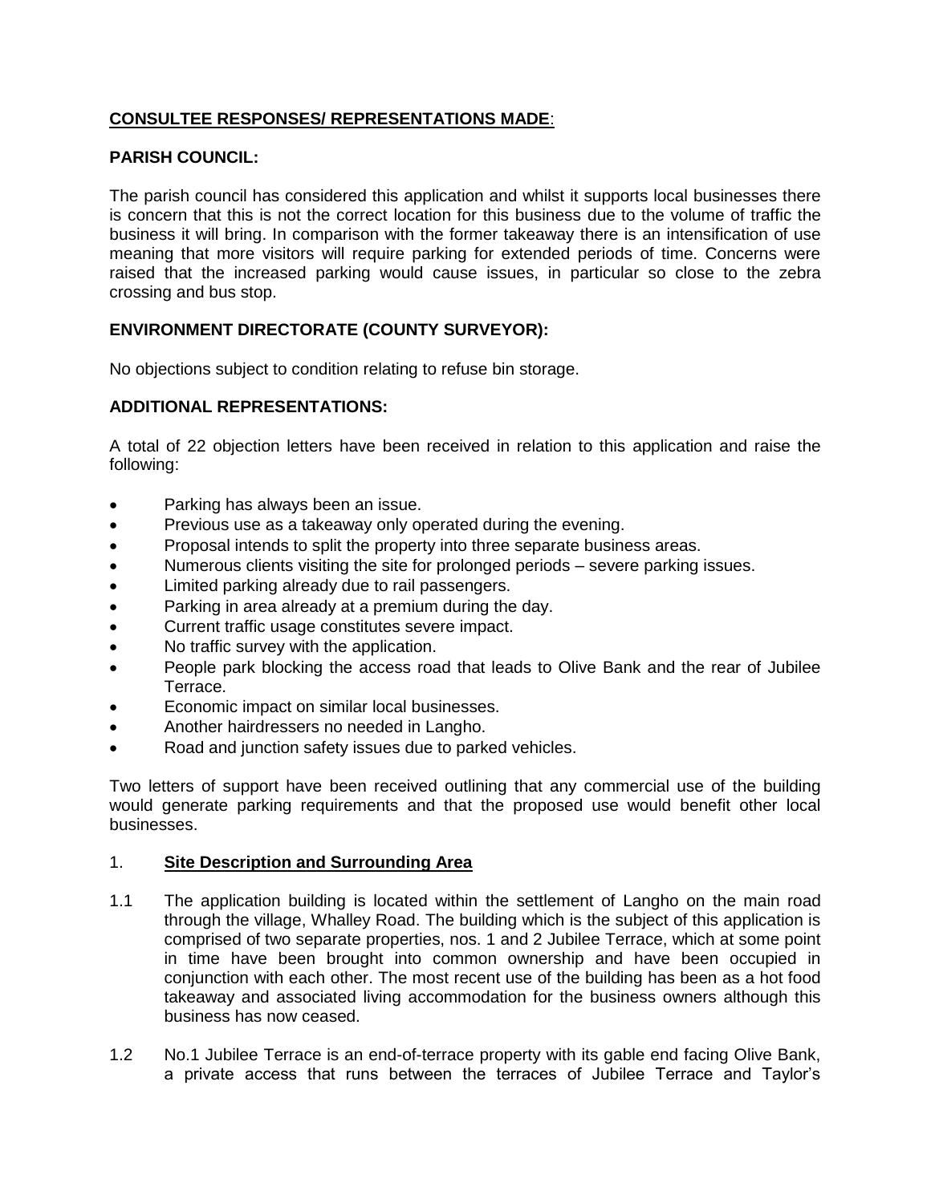**CONSULTEE RESPONSES/ REPRESENTATIONS MADE**:

**PARISH COUNCIL:**

The parish council has considered this application and whilst it supports local businesses there is concern that this is not the correct location for this business due to the volume of traffic the business it will bring. In comparison with the former takeaway there is an intensification of use meaning that more visitors will require parking for extended periods of time. Concerns were raised that the increased parking would cause issues, in particular so close to the zebra crossing and bus stop.

**ENVIRONMENT DIRECTORATE (COUNTY SURVEYOR):**

No objections subject to condition relating to refuse bin storage.

**ADDITIONAL REPRESENTATIONS:**

A total of 22 objection letters have been received in relation to this application and raise the following:

- Parking has always been an issue.
- Previous use as a takeaway only operated during the evening.
- Proposal intends to split the property into three separate business areas.
- Numerous clients visiting the site for prolonged periods – severe parking issues.
- Limited parking already due to rail passengers.
- Parking in area already at a premium during the day.
- Current traffic usage constitutes severe impact.
- No traffic survey with the application.
- People park blocking the access road that leads to Olive Bank and the rear of Jubilee Terrace.
- Economic impact on similar local businesses.
- Another hairdressers no needed in Langho.
- Road and junction safety issues due to parked vehicles.

Two letters of support have been received outlining that any commercial use of the building would generate parking requirements and that the proposed use would benefit other local businesses.

1. **Site Description and Surrounding Area**

1.1 The application building is located within the settlement of Langho on the main road through the village, Whalley Road. The building which is the subject of this application is comprised of two separate properties, nos. 1 and 2 Jubilee Terrace, which at some point in time have been brought into common ownership and have been occupied in conjunction with each other. The most recent use of the building has been as a hot food takeaway and associated living accommodation for the business owners although this business has now ceased.

1.2 No.1 Jubilee Terrace is an end-of-terrace property with its gable end facing Olive Bank, a private access that runs between the terraces of Jubilee Terrace and Taylor's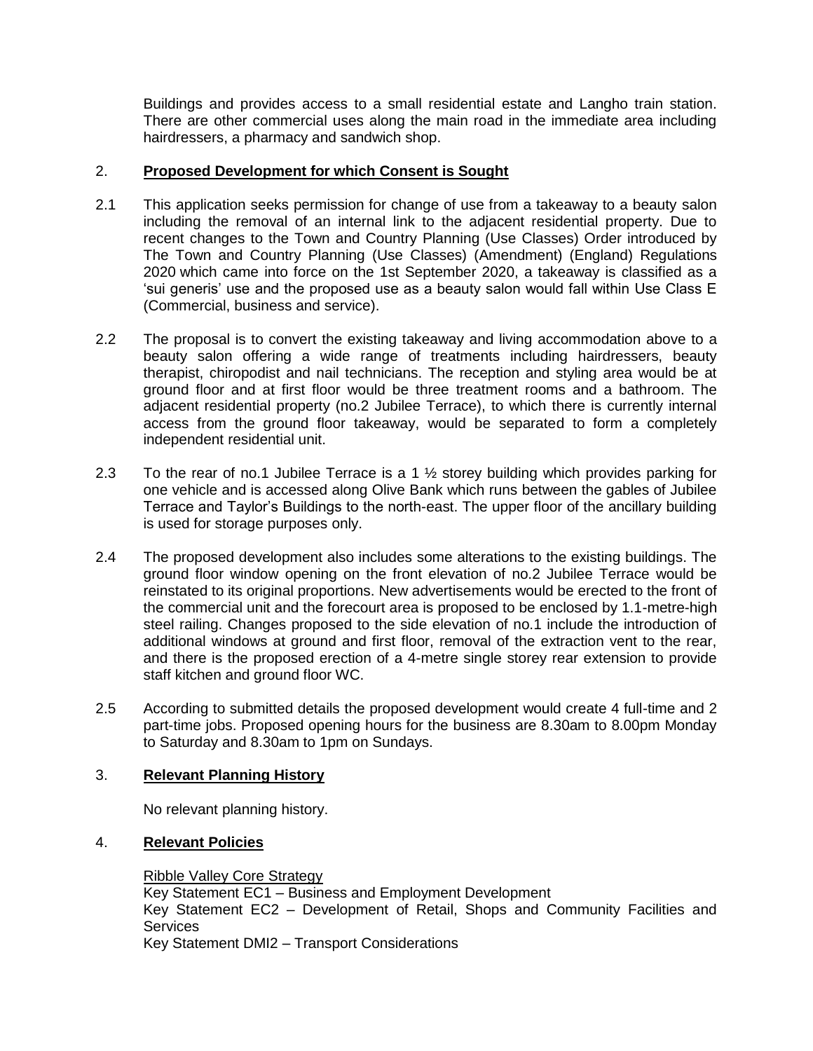Buildings and provides access to a small residential estate and Langho train station. There are other commercial uses along the main road in the immediate area including hairdressers, a pharmacy and sandwich shop.

## 2. **Proposed Development for which Consent is Sought**

2.1 This application seeks permission for change of use from a takeaway to a beauty salon including the removal of an internal link to the adjacent residential property. Due to recent changes to the Town and Country Planning (Use Classes) Order introduced by The Town and Country Planning (Use Classes) (Amendment) (England) Regulations 2020 which came into force on the 1st September 2020, a takeaway is classified as a 'sui generis' use and the proposed use as a beauty salon would fall within Use Class E (Commercial, business and service).

2.2 The proposal is to convert the existing takeaway and living accommodation above to a beauty salon offering a wide range of treatments including hairdressers, beauty therapist, chiropodist and nail technicians. The reception and styling area would be at ground floor and at first floor would be three treatment rooms and a bathroom. The adjacent residential property (no.2 Jubilee Terrace), to which there is currently internal access from the ground floor takeaway, would be separated to form a completely independent residential unit.

2.3 To the rear of no.1 Jubilee Terrace is a 1 ½ storey building which provides parking for one vehicle and is accessed along Olive Bank which runs between the gables of Jubilee Terrace and Taylor's Buildings to the north-east. The upper floor of the ancillary building is used for storage purposes only.

2.4 The proposed development also includes some alterations to the existing buildings. The ground floor window opening on the front elevation of no.2 Jubilee Terrace would be reinstated to its original proportions. New advertisements would be erected to the front of the commercial unit and the forecourt area is proposed to be enclosed by 1.1-metre-high steel railing. Changes proposed to the side elevation of no.1 include the introduction of additional windows at ground and first floor, removal of the extraction vent to the rear, and there is the proposed erection of a 4-metre single storey rear extension to provide staff kitchen and ground floor WC.

2.5 According to submitted details the proposed development would create 4 full-time and 2 part-time jobs. Proposed opening hours for the business are 8.30am to 8.00pm Monday to Saturday and 8.30am to 1pm on Sundays.

## 3. **Relevant Planning History**

No relevant planning history.

## 4. **Relevant Policies**

Ribble Valley Core Strategy
Key Statement EC1 – Business and Employment Development
Key Statement EC2 – Development of Retail, Shops and Community Facilities and Services
Key Statement DMI2 – Transport Considerations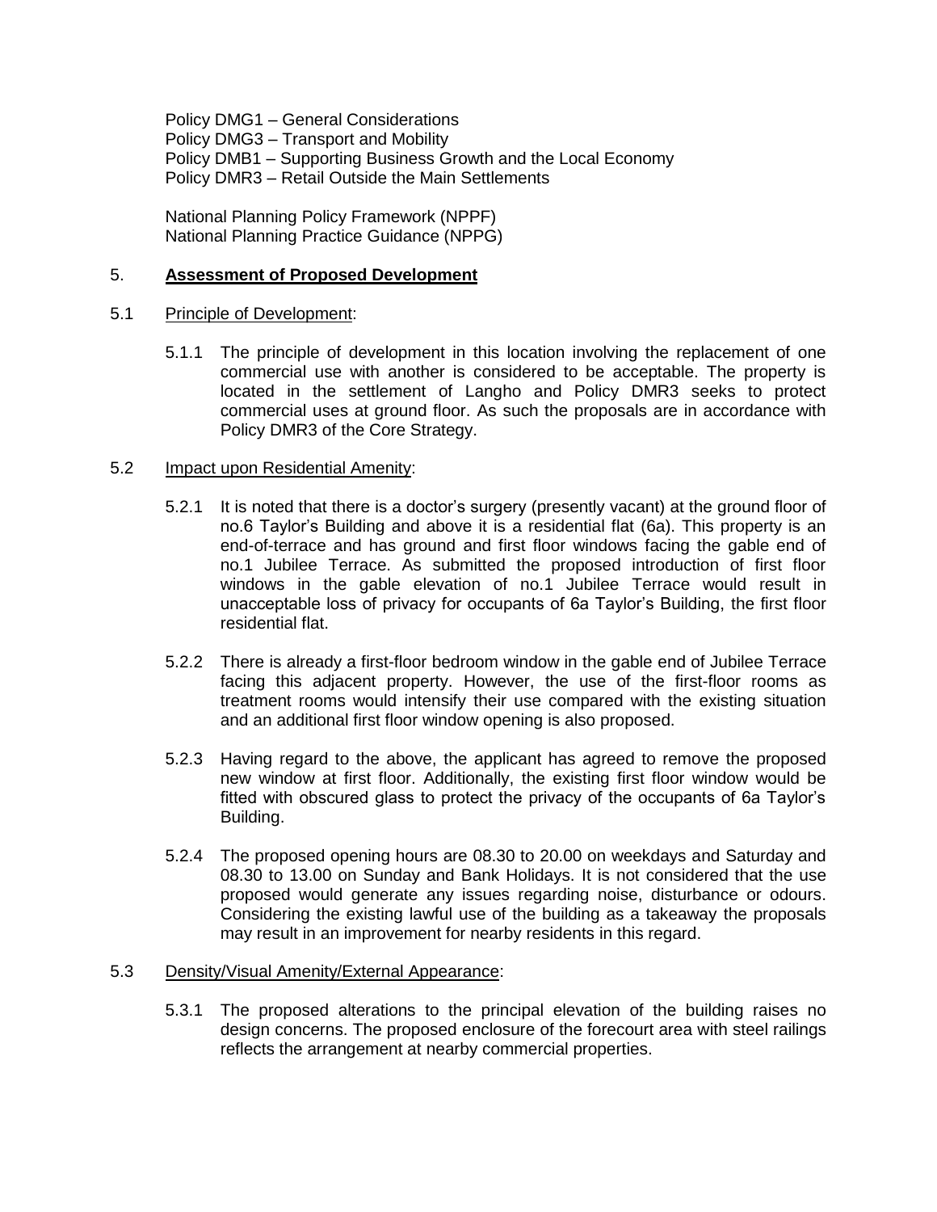Policy DMG1 – General Considerations
Policy DMG3 – Transport and Mobility
Policy DMB1 – Supporting Business Growth and the Local Economy
Policy DMR3 – Retail Outside the Main Settlements

National Planning Policy Framework (NPPF)
National Planning Practice Guidance (NPPG)

## 5. **Assessment of Proposed Development**

### 5.1 Principle of Development:

5.1.1 The principle of development in this location involving the replacement of one commercial use with another is considered to be acceptable. The property is located in the settlement of Langho and Policy DMR3 seeks to protect commercial uses at ground floor. As such the proposals are in accordance with Policy DMR3 of the Core Strategy.

### 5.2 Impact upon Residential Amenity:

5.2.1 It is noted that there is a doctor's surgery (presently vacant) at the ground floor of no.6 Taylor's Building and above it is a residential flat (6a). This property is an end-of-terrace and has ground and first floor windows facing the gable end of no.1 Jubilee Terrace. As submitted the proposed introduction of first floor windows in the gable elevation of no.1 Jubilee Terrace would result in unacceptable loss of privacy for occupants of 6a Taylor's Building, the first floor residential flat.

5.2.2 There is already a first-floor bedroom window in the gable end of Jubilee Terrace facing this adjacent property. However, the use of the first-floor rooms as treatment rooms would intensify their use compared with the existing situation and an additional first floor window opening is also proposed.

5.2.3 Having regard to the above, the applicant has agreed to remove the proposed new window at first floor. Additionally, the existing first floor window would be fitted with obscured glass to protect the privacy of the occupants of 6a Taylor's Building.

5.2.4 The proposed opening hours are 08.30 to 20.00 on weekdays and Saturday and 08.30 to 13.00 on Sunday and Bank Holidays. It is not considered that the use proposed would generate any issues regarding noise, disturbance or odours. Considering the existing lawful use of the building as a takeaway the proposals may result in an improvement for nearby residents in this regard.

### 5.3 Density/Visual Amenity/External Appearance:

5.3.1 The proposed alterations to the principal elevation of the building raises no design concerns. The proposed enclosure of the forecourt area with steel railings reflects the arrangement at nearby commercial properties.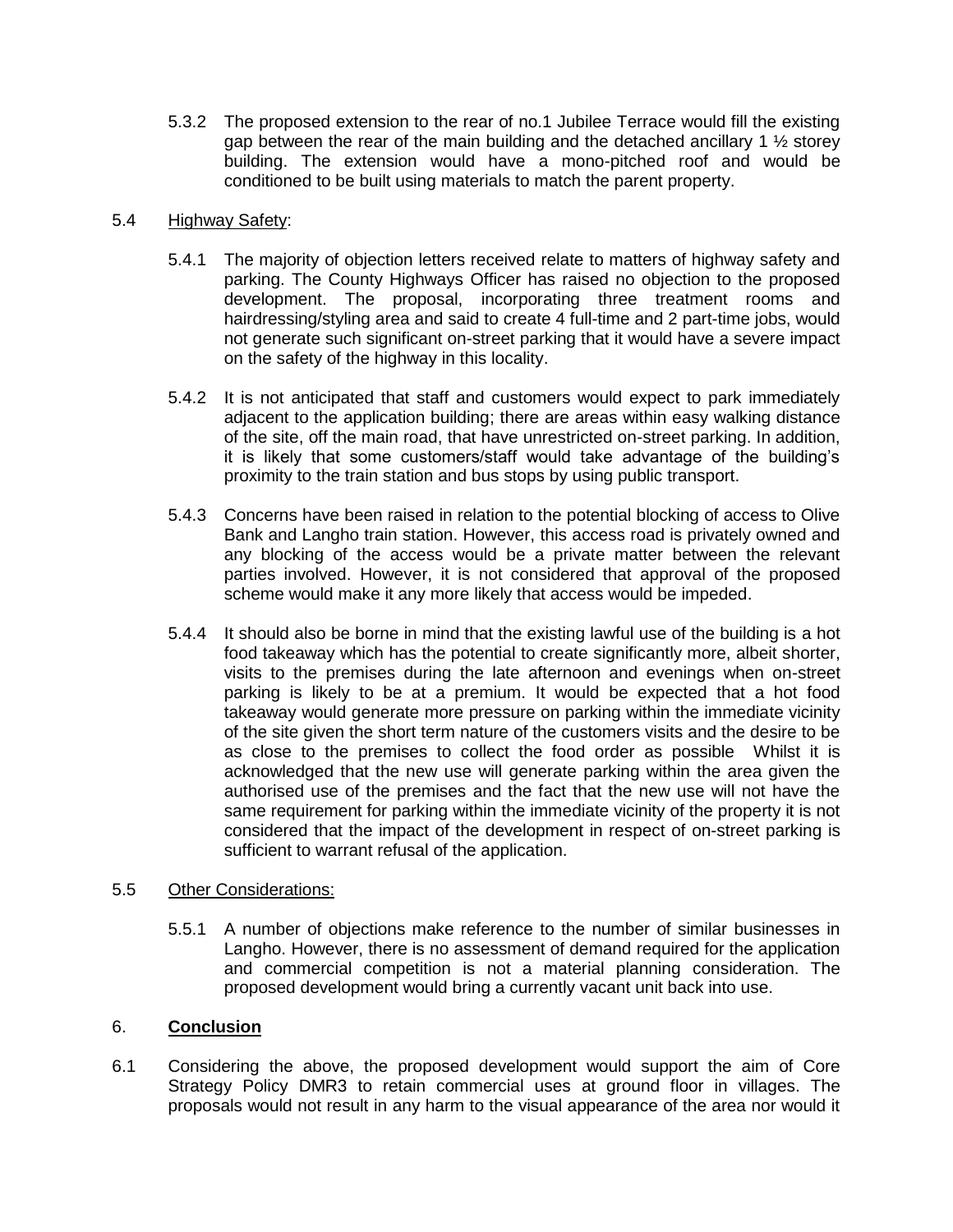5.3.2 The proposed extension to the rear of no.1 Jubilee Terrace would fill the existing gap between the rear of the main building and the detached ancillary 1 ½ storey building. The extension would have a mono-pitched roof and would be conditioned to be built using materials to match the parent property.

5.4 Highway Safety:

5.4.1 The majority of objection letters received relate to matters of highway safety and parking. The County Highways Officer has raised no objection to the proposed development. The proposal, incorporating three treatment rooms and hairdressing/styling area and said to create 4 full-time and 2 part-time jobs, would not generate such significant on-street parking that it would have a severe impact on the safety of the highway in this locality.

5.4.2 It is not anticipated that staff and customers would expect to park immediately adjacent to the application building; there are areas within easy walking distance of the site, off the main road, that have unrestricted on-street parking. In addition, it is likely that some customers/staff would take advantage of the building's proximity to the train station and bus stops by using public transport.

5.4.3 Concerns have been raised in relation to the potential blocking of access to Olive Bank and Langho train station. However, this access road is privately owned and any blocking of the access would be a private matter between the relevant parties involved. However, it is not considered that approval of the proposed scheme would make it any more likely that access would be impeded.

5.4.4 It should also be borne in mind that the existing lawful use of the building is a hot food takeaway which has the potential to create significantly more, albeit shorter, visits to the premises during the late afternoon and evenings when on-street parking is likely to be at a premium. It would be expected that a hot food takeaway would generate more pressure on parking within the immediate vicinity of the site given the short term nature of the customers visits and the desire to be as close to the premises to collect the food order as possible Whilst it is acknowledged that the new use will generate parking within the area given the authorised use of the premises and the fact that the new use will not have the same requirement for parking within the immediate vicinity of the property it is not considered that the impact of the development in respect of on-street parking is sufficient to warrant refusal of the application.

5.5 Other Considerations:

5.5.1 A number of objections make reference to the number of similar businesses in Langho. However, there is no assessment of demand required for the application and commercial competition is not a material planning consideration. The proposed development would bring a currently vacant unit back into use.

## 6. **Conclusion**

6.1 Considering the above, the proposed development would support the aim of Core Strategy Policy DMR3 to retain commercial uses at ground floor in villages. The proposals would not result in any harm to the visual appearance of the area nor would it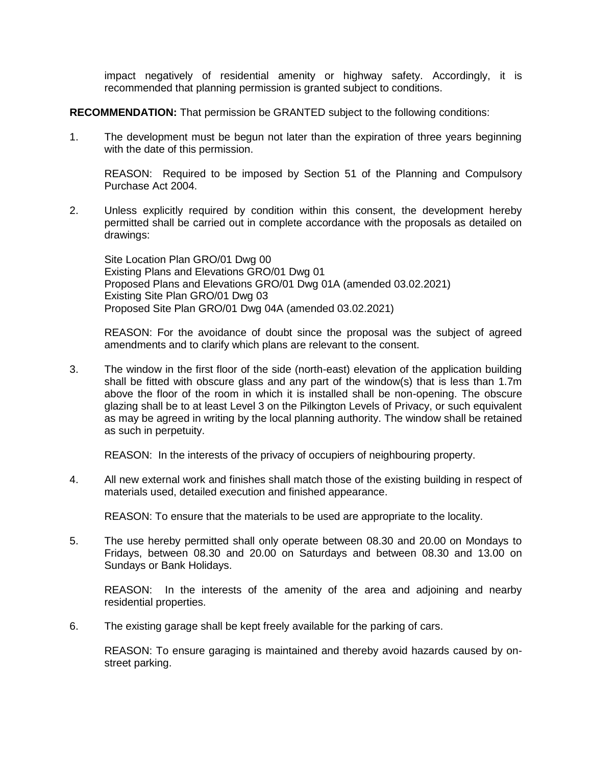impact negatively of residential amenity or highway safety. Accordingly, it is recommended that planning permission is granted subject to conditions.

**RECOMMENDATION:** That permission be GRANTED subject to the following conditions:

1. The development must be begun not later than the expiration of three years beginning with the date of this permission.

   REASON: Required to be imposed by Section 51 of the Planning and Compulsory Purchase Act 2004.

2. Unless explicitly required by condition within this consent, the development hereby permitted shall be carried out in complete accordance with the proposals as detailed on drawings:

   Site Location Plan GRO/01 Dwg 00
   Existing Plans and Elevations GRO/01 Dwg 01
   Proposed Plans and Elevations GRO/01 Dwg 01A (amended 03.02.2021)
   Existing Site Plan GRO/01 Dwg 03
   Proposed Site Plan GRO/01 Dwg 04A (amended 03.02.2021)

   REASON: For the avoidance of doubt since the proposal was the subject of agreed amendments and to clarify which plans are relevant to the consent.

3. The window in the first floor of the side (north-east) elevation of the application building shall be fitted with obscure glass and any part of the window(s) that is less than 1.7m above the floor of the room in which it is installed shall be non-opening. The obscure glazing shall be to at least Level 3 on the Pilkington Levels of Privacy, or such equivalent as may be agreed in writing by the local planning authority. The window shall be retained as such in perpetuity.

   REASON: In the interests of the privacy of occupiers of neighbouring property.

4. All new external work and finishes shall match those of the existing building in respect of materials used, detailed execution and finished appearance.

   REASON: To ensure that the materials to be used are appropriate to the locality.

5. The use hereby permitted shall only operate between 08.30 and 20.00 on Mondays to Fridays, between 08.30 and 20.00 on Saturdays and between 08.30 and 13.00 on Sundays or Bank Holidays.

   REASON: In the interests of the amenity of the area and adjoining and nearby residential properties.

6. The existing garage shall be kept freely available for the parking of cars.

   REASON: To ensure garaging is maintained and thereby avoid hazards caused by on-street parking.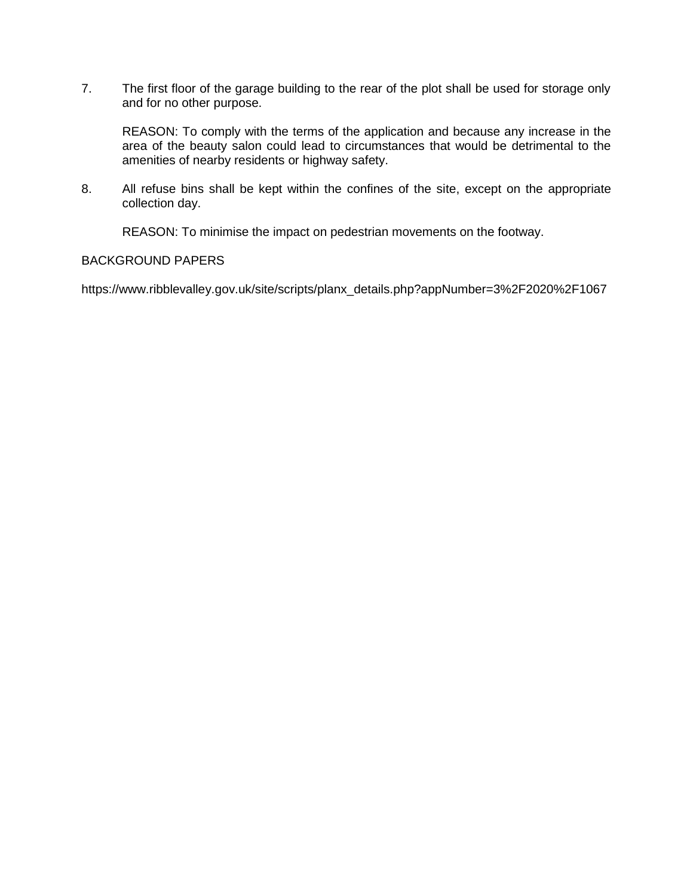7. The first floor of the garage building to the rear of the plot shall be used for storage only and for no other purpose.

   REASON: To comply with the terms of the application and because any increase in the area of the beauty salon could lead to circumstances that would be detrimental to the amenities of nearby residents or highway safety.

8. All refuse bins shall be kept within the confines of the site, except on the appropriate collection day.

   REASON: To minimise the impact on pedestrian movements on the footway.

BACKGROUND PAPERS

https://www.ribblevalley.gov.uk/site/scripts/planx_details.php?appNumber=3%2F2020%2F1067